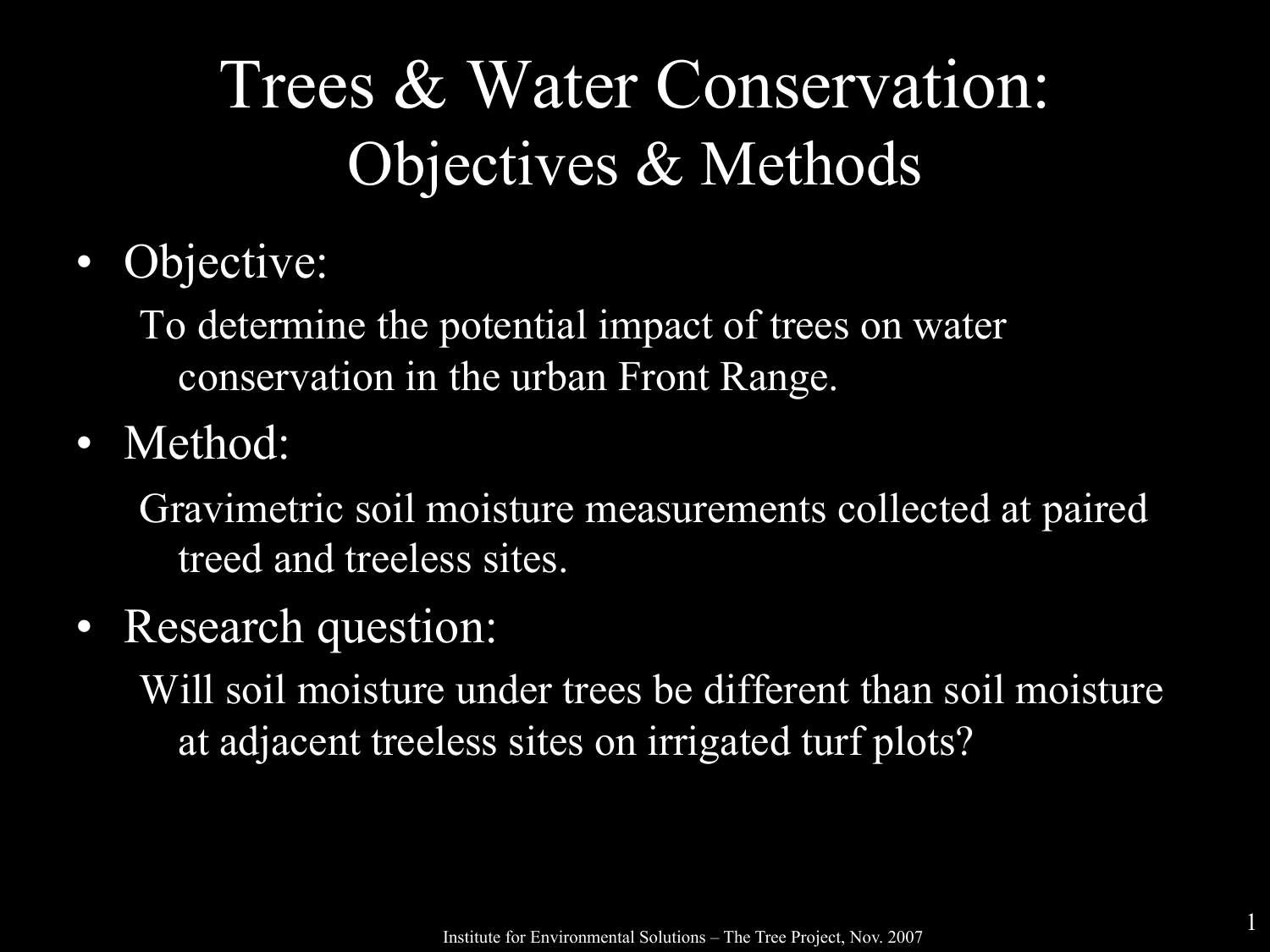# Trees & Water Conservation: Objectives & Methods

- Objective:
  To determine the potential impact of trees on water conservation in the urban Front Range.
- Method:
  Gravimetric soil moisture measurements collected at paired treed and treeless sites.
- Research question:
  Will soil moisture under trees be different than soil moisture at adjacent treeless sites on irrigated turf plots?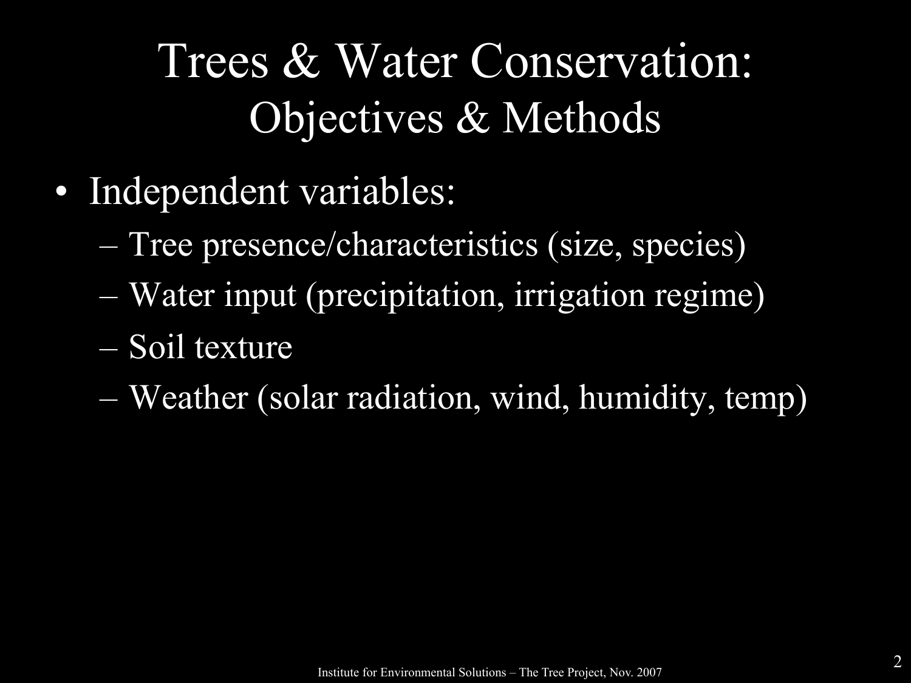# Trees & Water Conservation:
## Objectives & Methods

- Independent variables:
  - Tree presence/characteristics (size, species)
  - Water input (precipitation, irrigation regime)
  - Soil texture
  - Weather (solar radiation, wind, humidity, temp)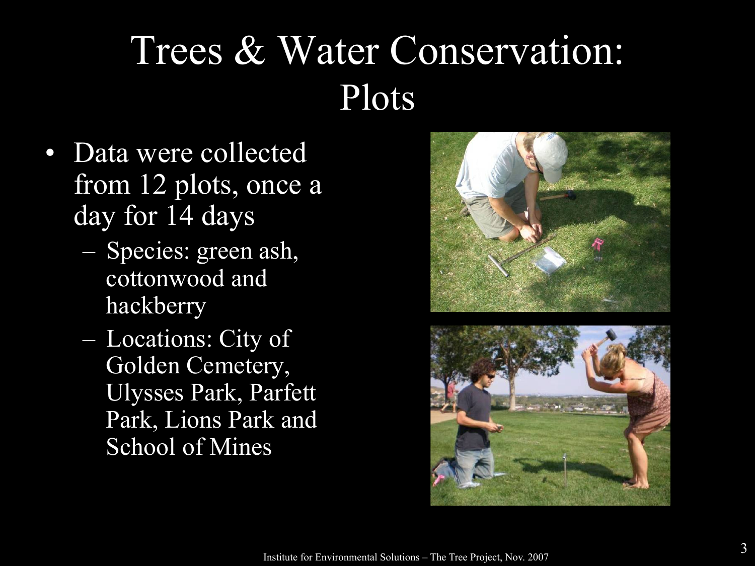# Trees & Water Conservation: Plots

- Data were collected from 12 plots, once a day for 14 days
  - Species: green ash, cottonwood and hackberry
  - Locations: City of Golden Cemetery, Ulysses Park, Parfett Park, Lions Park and School of Mines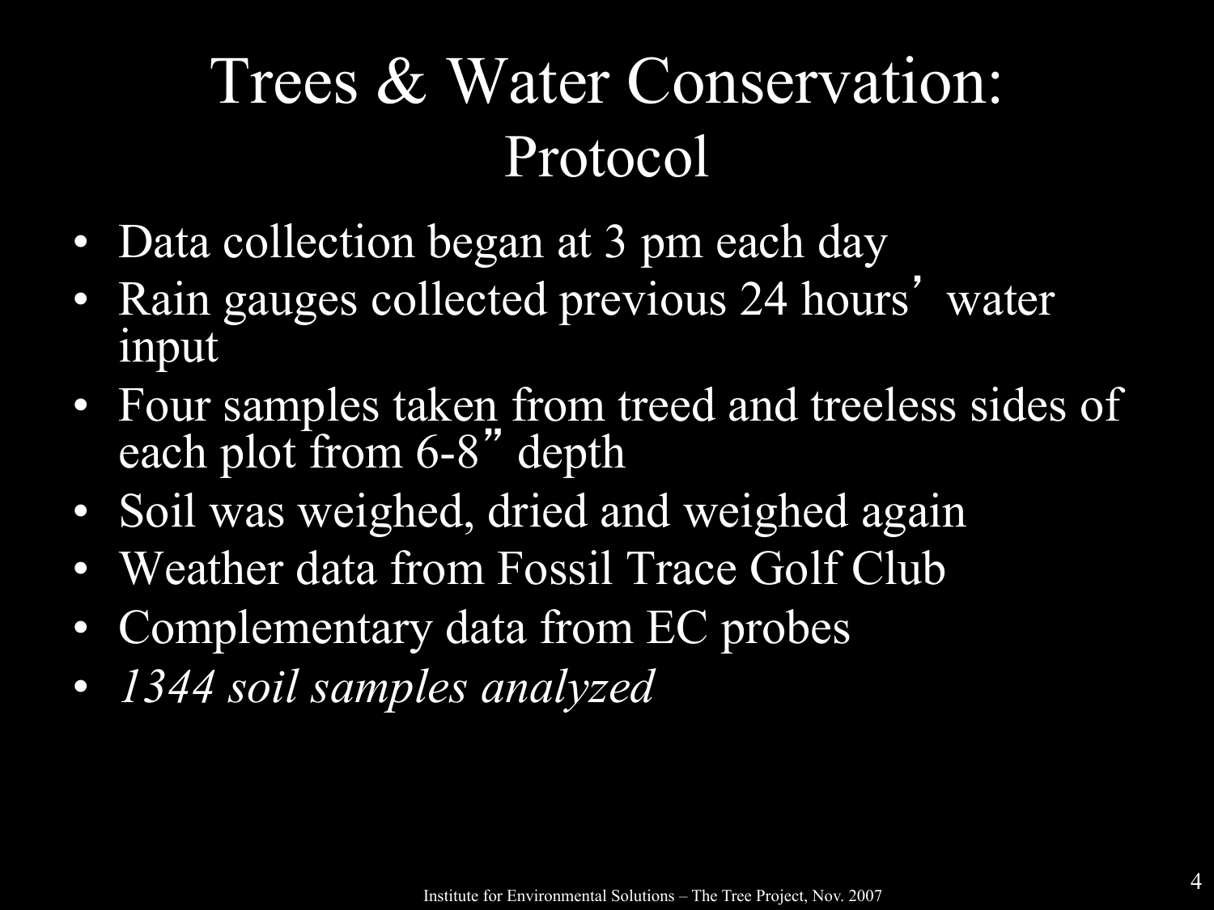# Trees & Water Conservation:
## Protocol

- Data collection began at 3 pm each day
- Rain gauges collected previous 24 hours' water input
- Four samples taken from treed and treeless sides of each plot from 6-8" depth
- Soil was weighed, dried and weighed again
- Weather data from Fossil Trace Golf Club
- Complementary data from EC probes
- *1344 soil samples analyzed*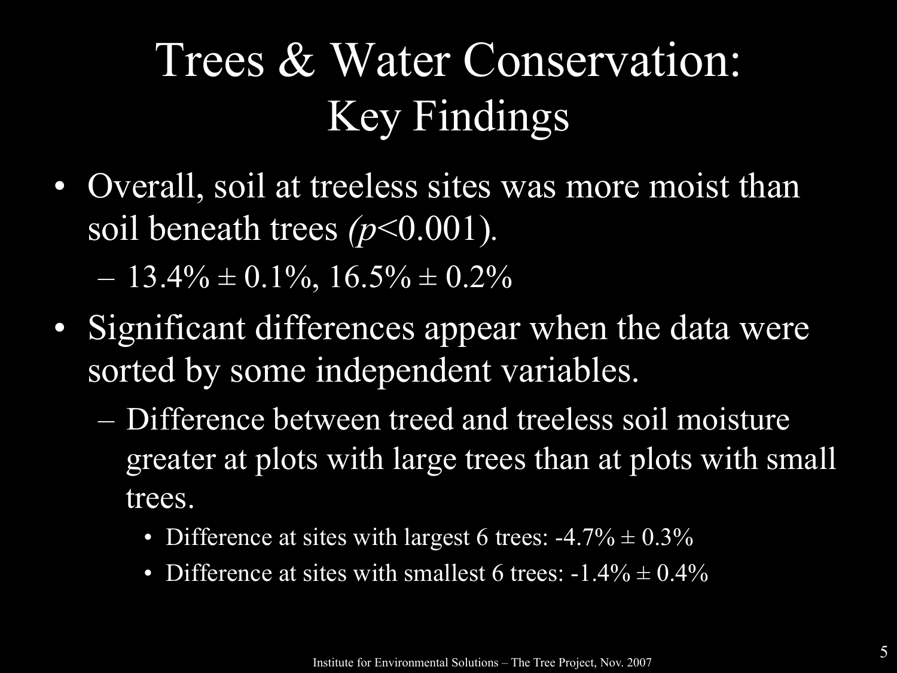# Trees & Water Conservation: Key Findings

- Overall, soil at treeless sites was more moist than soil beneath trees ($p<0.001$).
  - 13.4% ± 0.1%, 16.5% ± 0.2%
- Significant differences appear when the data were sorted by some independent variables.
  - Difference between treed and treeless soil moisture greater at plots with large trees than at plots with small trees.
    - Difference at sites with largest 6 trees: -4.7% ± 0.3%
    - Difference at sites with smallest 6 trees: -1.4% ± 0.4%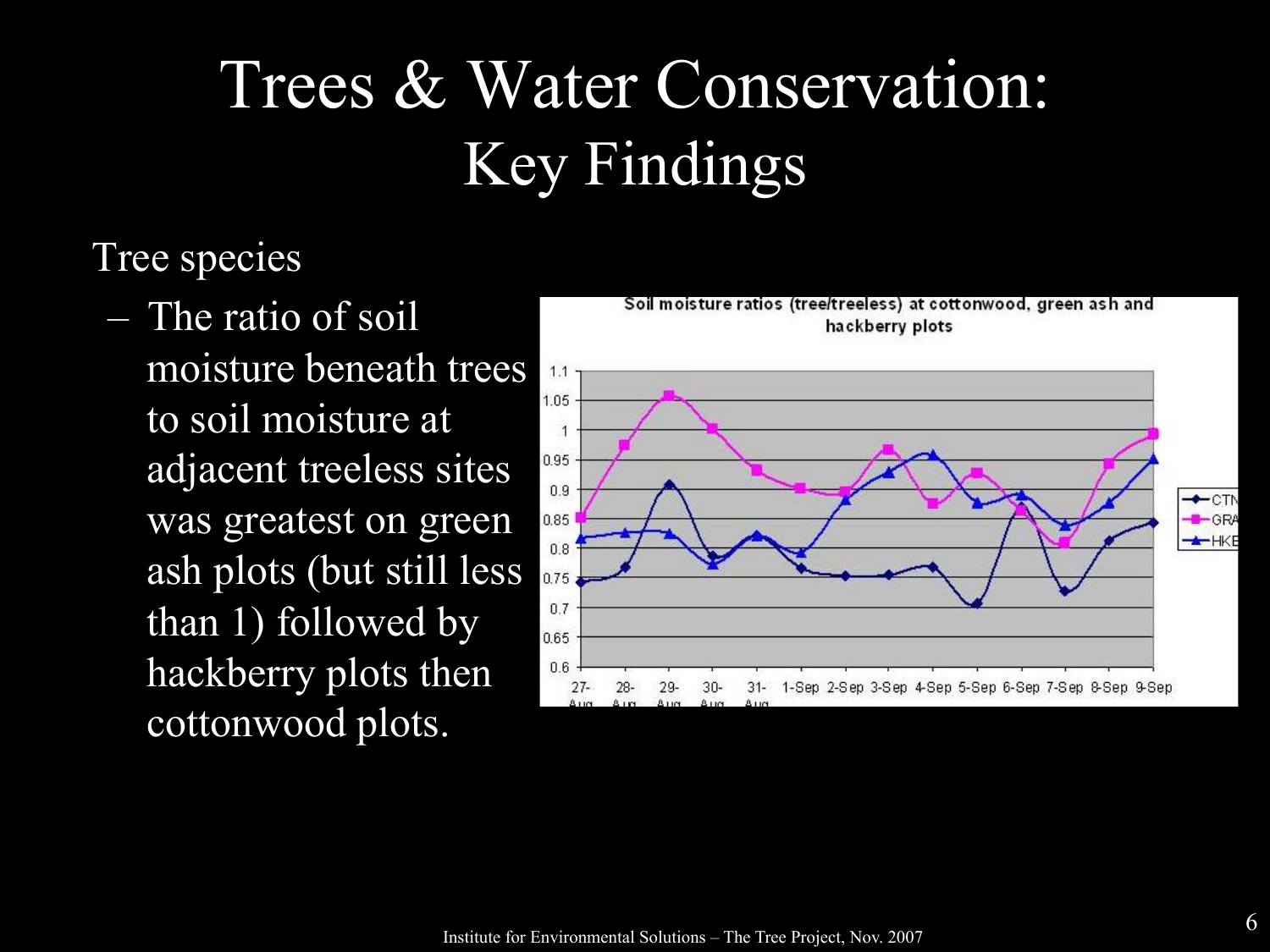# Trees & Water Conservation: Key Findings

Tree species

- The ratio of soil moisture beneath trees to soil moisture at adjacent treeless sites was greatest on green ash plots (but still less than 1) followed by hackberry plots then cottonwood plots.

Soil moisture ratios (tree/treeless) at cottonwood, green ash and hackberry plots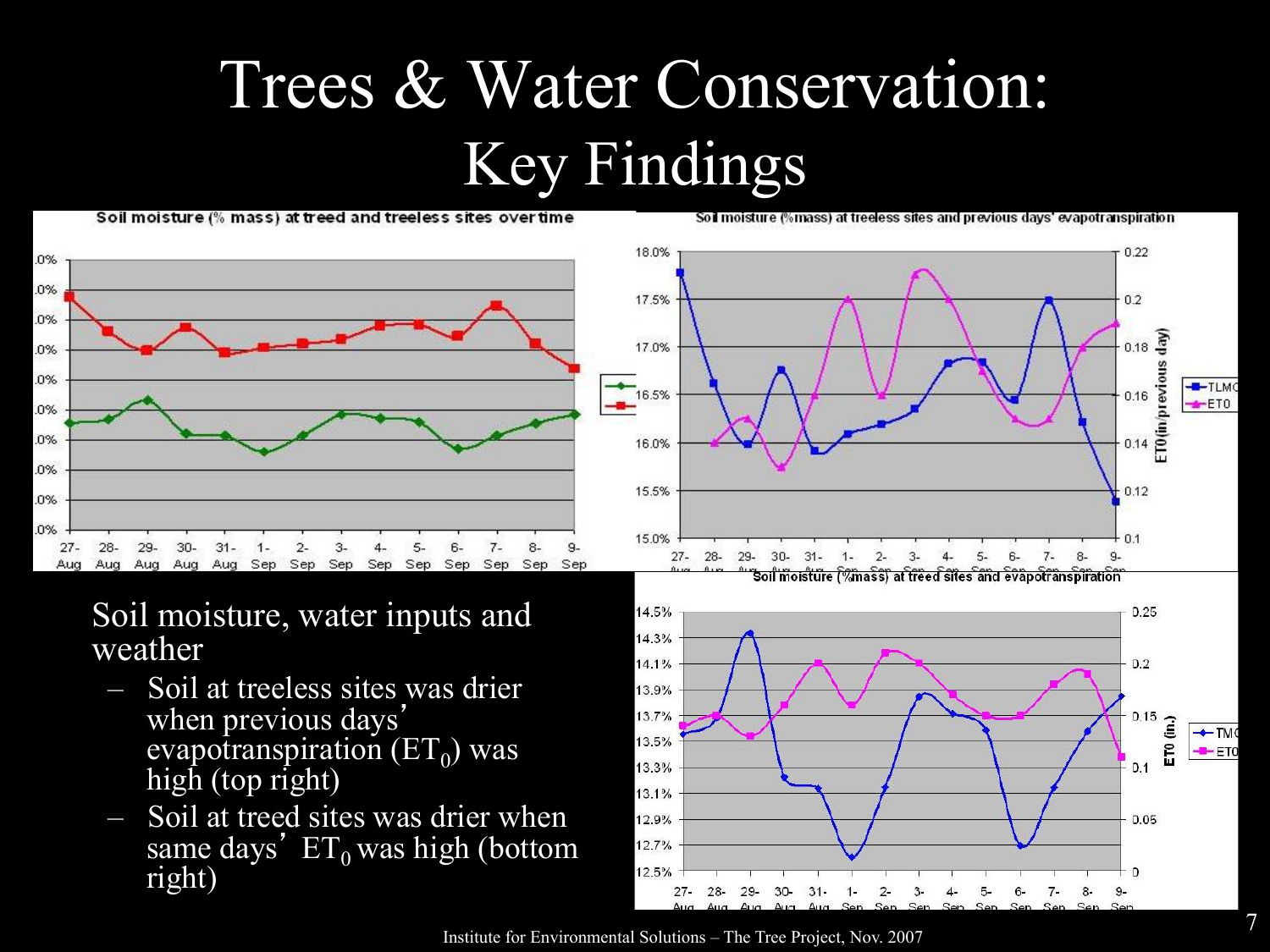# Trees & Water Conservation: Key Findings

Soil moisture, water inputs and weather

- Soil at treeless sites was drier when previous days' evapotranspiration ($ET_0$) was high (top right)
- Soil at treed sites was drier when same days' $ET_0$ was high (bottom right)

Institute for Environmental Solutions – The Tree Project, Nov. 2007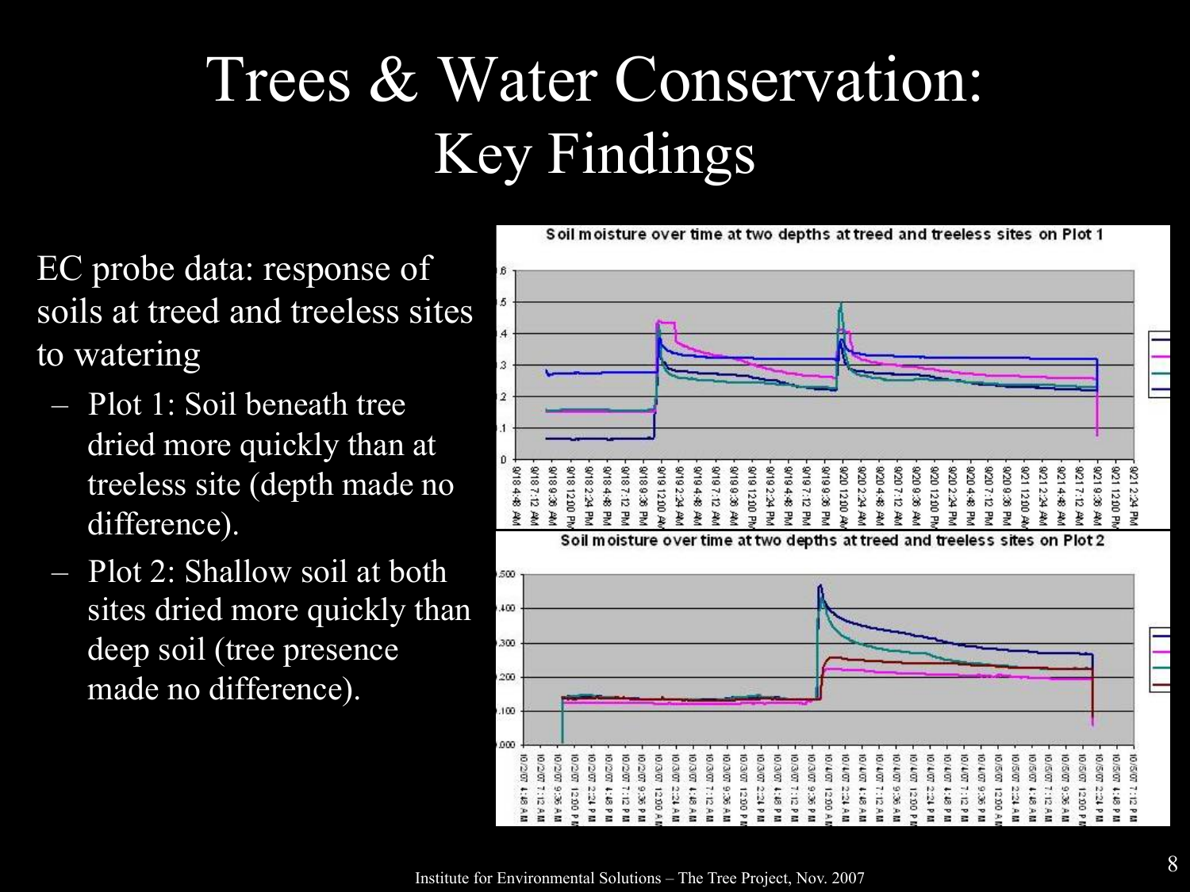# Trees & Water Conservation: Key Findings

EC probe data: response of soils at treed and treeless sites to watering

- Plot 1: Soil beneath tree dried more quickly than at treeless site (depth made no difference).
- Plot 2: Shallow soil at both sites dried more quickly than deep soil (tree presence made no difference).

Soil moisture over time at two depths at treed and treeless sites on Plot 1

Soil moisture over time at two depths at treed and treeless sites on Plot 2

Institute for Environmental Solutions – The Tree Project, Nov. 2007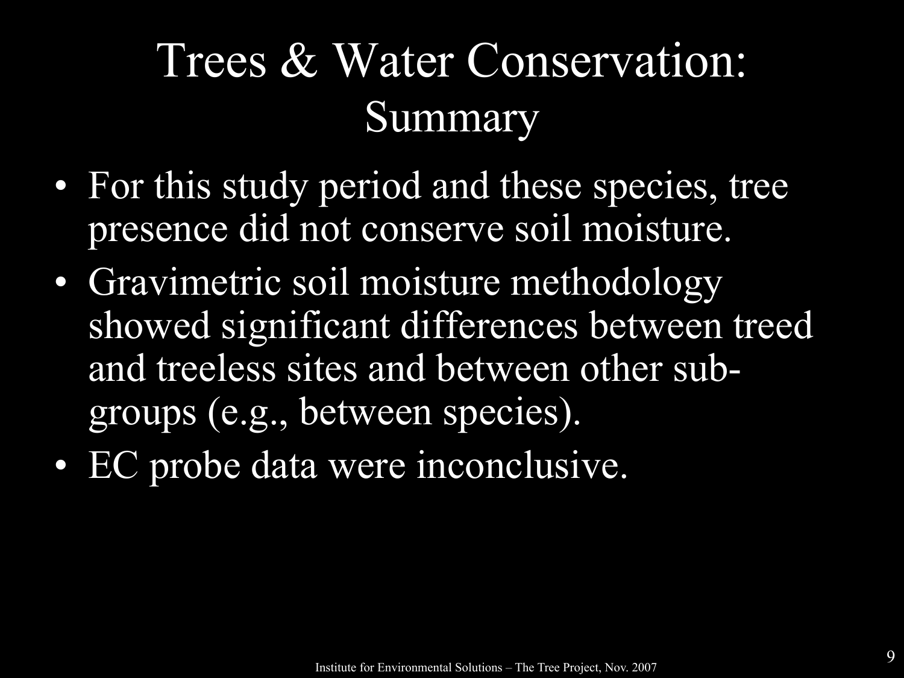# Trees & Water Conservation: Summary

- For this study period and these species, tree presence did not conserve soil moisture.
- Gravimetric soil moisture methodology showed significant differences between treed and treeless sites and between other sub-groups (e.g., between species).
- EC probe data were inconclusive.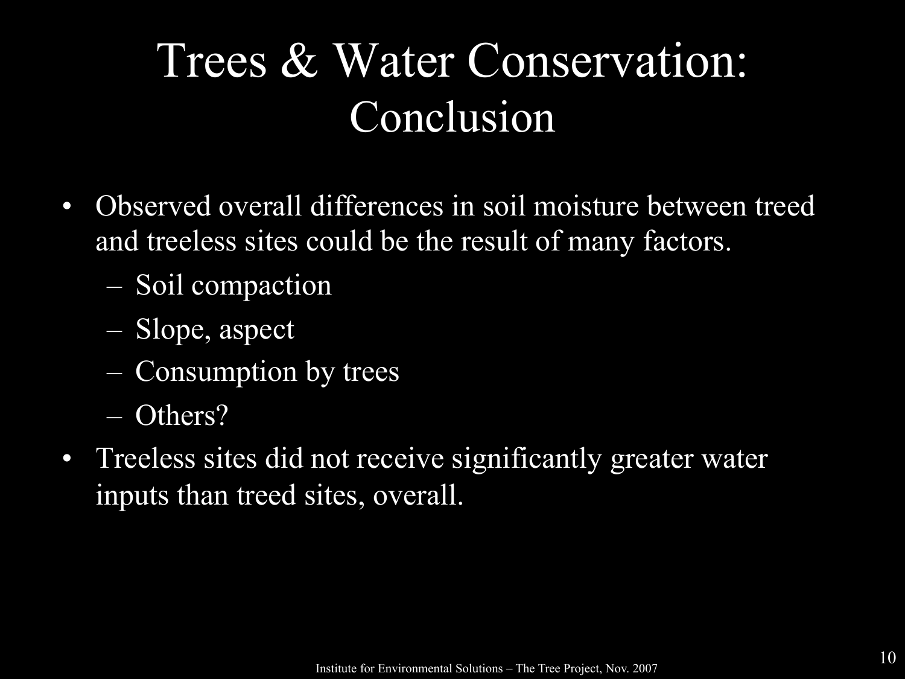# Trees & Water Conservation: Conclusion

- Observed overall differences in soil moisture between treed and treeless sites could be the result of many factors.
  - Soil compaction
  - Slope, aspect
  - Consumption by trees
  - Others?
- Treeless sites did not receive significantly greater water inputs than treed sites, overall.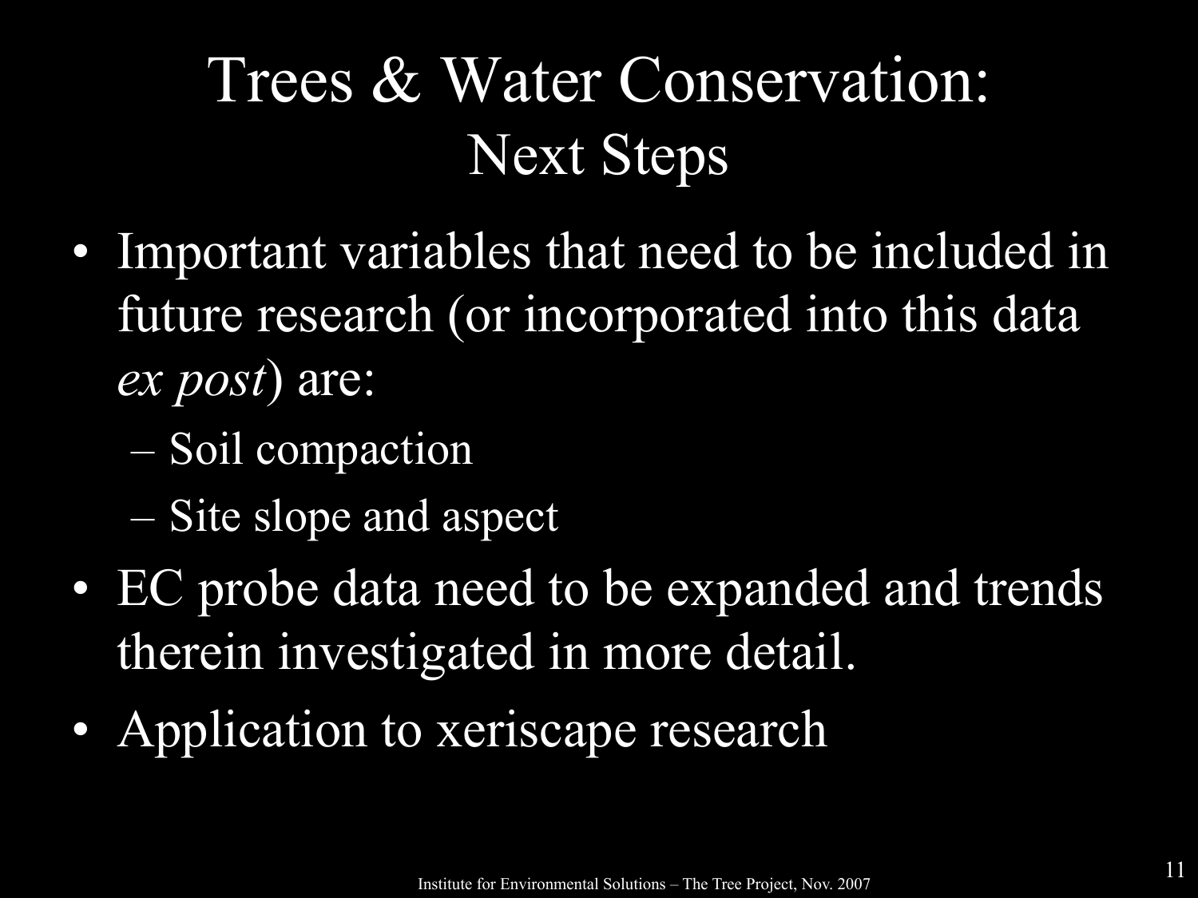# Trees & Water Conservation: Next Steps

- Important variables that need to be included in future research (or incorporated into this data *ex post*) are:
  - Soil compaction
  - Site slope and aspect
- EC probe data need to be expanded and trends therein investigated in more detail.
- Application to xeriscape research